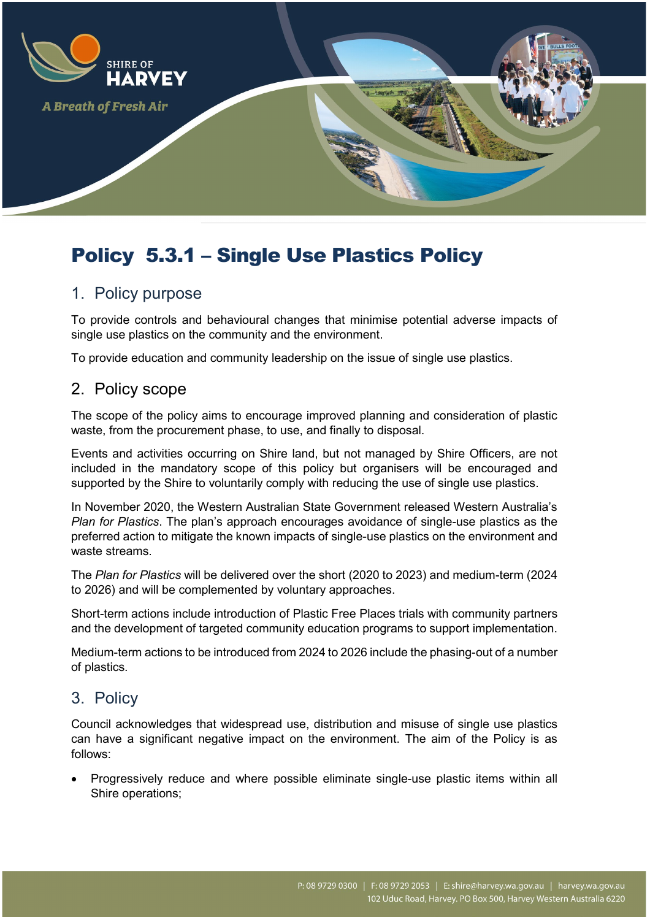# Policy 5.3.1 – Single Use Plastics Policy

## 1. Policy purpose

To provide controls and behavioural changes that minimise potential adverse impacts of single use plastics on the community and the environment.

To provide education and community leadership on the issue of single use plastics.

## 2. Policy scope

The scope of the policy aims to encourage improved planning and consideration of plastic waste, from the procurement phase, to use, and finally to disposal.

Events and activities occurring on Shire land, but not managed by Shire Officers, are not included in the mandatory scope of this policy but organisers will be encouraged and supported by the Shire to voluntarily comply with reducing the use of single use plastics.

In November 2020, the Western Australian State Government released Western Australia's *Plan for Plastics*. The plan's approach encourages avoidance of single-use plastics as the preferred action to mitigate the known impacts of single-use plastics on the environment and waste streams.

The *Plan for Plastics* will be delivered over the short (2020 to 2023) and medium-term (2024 to 2026) and will be complemented by voluntary approaches.

Short-term actions include introduction of Plastic Free Places trials with community partners and the development of targeted community education programs to support implementation.

Medium-term actions to be introduced from 2024 to 2026 include the phasing-out of a number of plastics.

## 3. Policy

Council acknowledges that widespread use, distribution and misuse of single use plastics can have a significant negative impact on the environment. The aim of the Policy is as follows:

- Progressively reduce and where possible eliminate single-use plastic items within all Shire operations;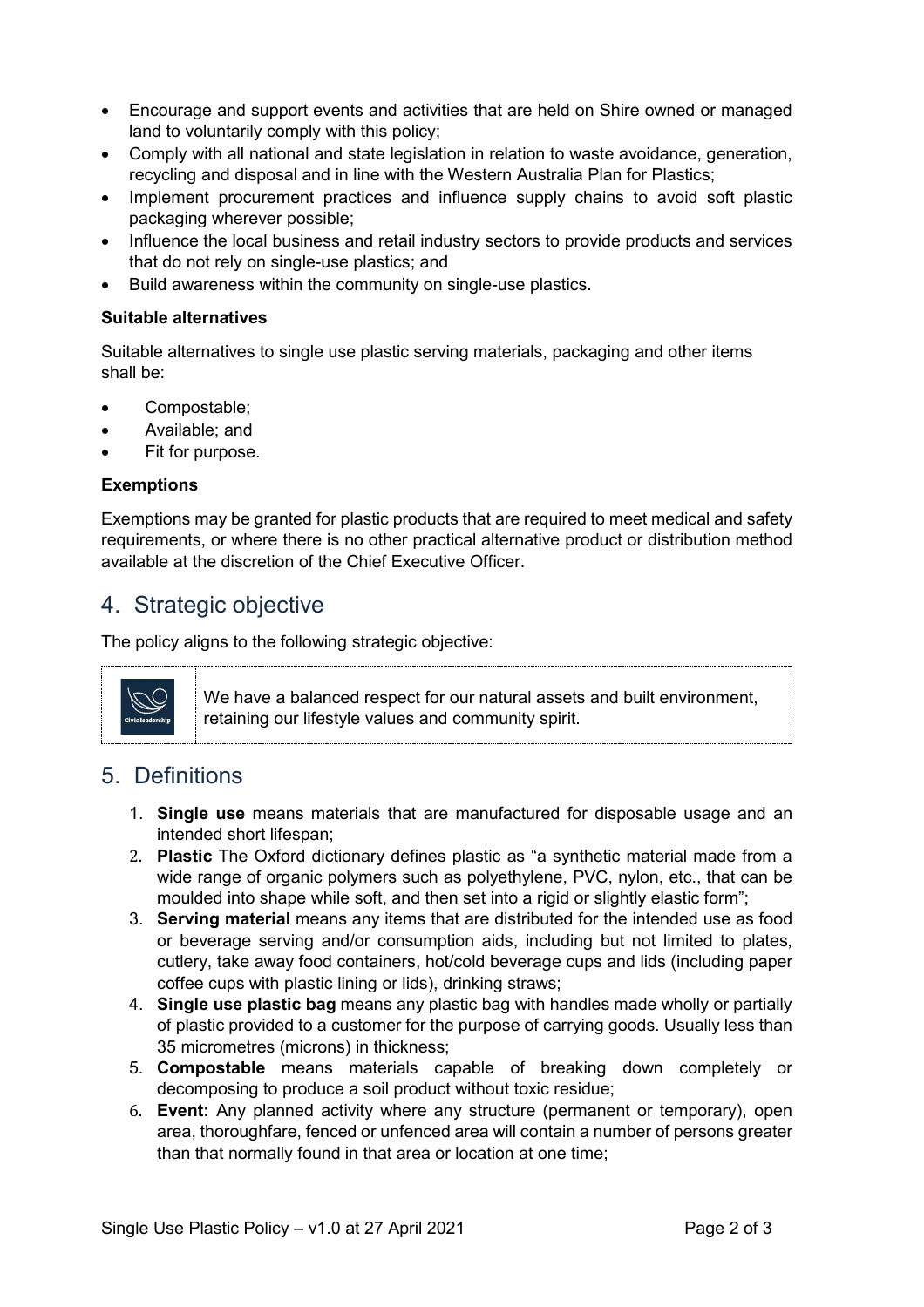- Encourage and support events and activities that are held on Shire owned or managed land to voluntarily comply with this policy;
- Comply with all national and state legislation in relation to waste avoidance, generation, recycling and disposal and in line with the Western Australia Plan for Plastics;
- Implement procurement practices and influence supply chains to avoid soft plastic packaging wherever possible;
- Influence the local business and retail industry sectors to provide products and services that do not rely on single-use plastics; and
- Build awareness within the community on single-use plastics.

**Suitable alternatives**

Suitable alternatives to single use plastic serving materials, packaging and other items shall be:

- Compostable;
- Available; and
- Fit for purpose.

**Exemptions**

Exemptions may be granted for plastic products that are required to meet medical and safety requirements, or where there is no other practical alternative product or distribution method available at the discretion of the Chief Executive Officer.

## 4. Strategic objective

The policy aligns to the following strategic objective:

| Civic leadership | We have a balanced respect for our natural assets and built environment, retaining our lifestyle values and community spirit. |
|---|---|

## 5. Definitions

1. **Single use** means materials that are manufactured for disposable usage and an intended short lifespan;
2. **Plastic** The Oxford dictionary defines plastic as "a synthetic material made from a wide range of organic polymers such as polyethylene, PVC, nylon, etc., that can be moulded into shape while soft, and then set into a rigid or slightly elastic form";
3. **Serving material** means any items that are distributed for the intended use as food or beverage serving and/or consumption aids, including but not limited to plates, cutlery, take away food containers, hot/cold beverage cups and lids (including paper coffee cups with plastic lining or lids), drinking straws;
4. **Single use plastic bag** means any plastic bag with handles made wholly or partially of plastic provided to a customer for the purpose of carrying goods. Usually less than 35 micrometres (microns) in thickness;
5. **Compostable** means materials capable of breaking down completely or decomposing to produce a soil product without toxic residue;
6. **Event:** Any planned activity where any structure (permanent or temporary), open area, thoroughfare, fenced or unfenced area will contain a number of persons greater than that normally found in that area or location at one time;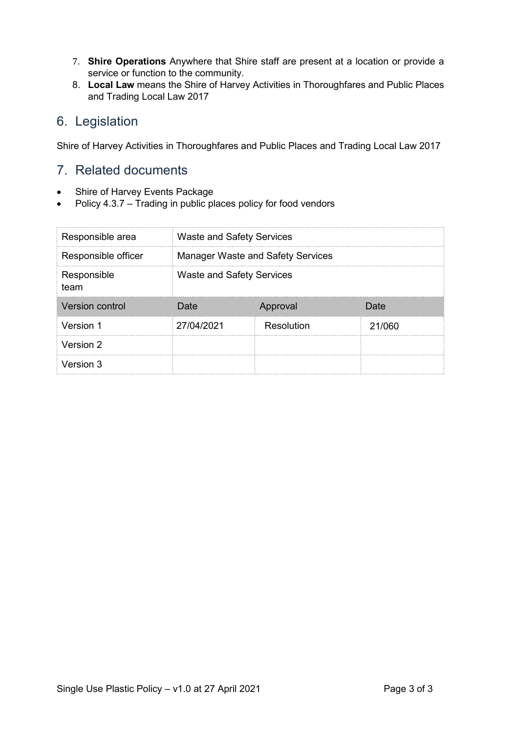7. **Shire Operations** Anywhere that Shire staff are present at a location or provide a service or function to the community.
8. **Local Law** means the Shire of Harvey Activities in Thoroughfares and Public Places and Trading Local Law 2017

## 6. Legislation

Shire of Harvey Activities in Thoroughfares and Public Places and Trading Local Law 2017

## 7. Related documents

- Shire of Harvey Events Package
- Policy 4.3.7 – Trading in public places policy for food vendors

| | | | |
|---|---|---|---|
| Responsible area | Waste and Safety Services | | |
| Responsible officer | Manager Waste and Safety Services | | |
| Responsible team | Waste and Safety Services | | |
| Version control | Date | Approval | Date |
| Version 1 | 27/04/2021 | Resolution | 21/060 |
| Version 2 | | | |
| Version 3 | | | |